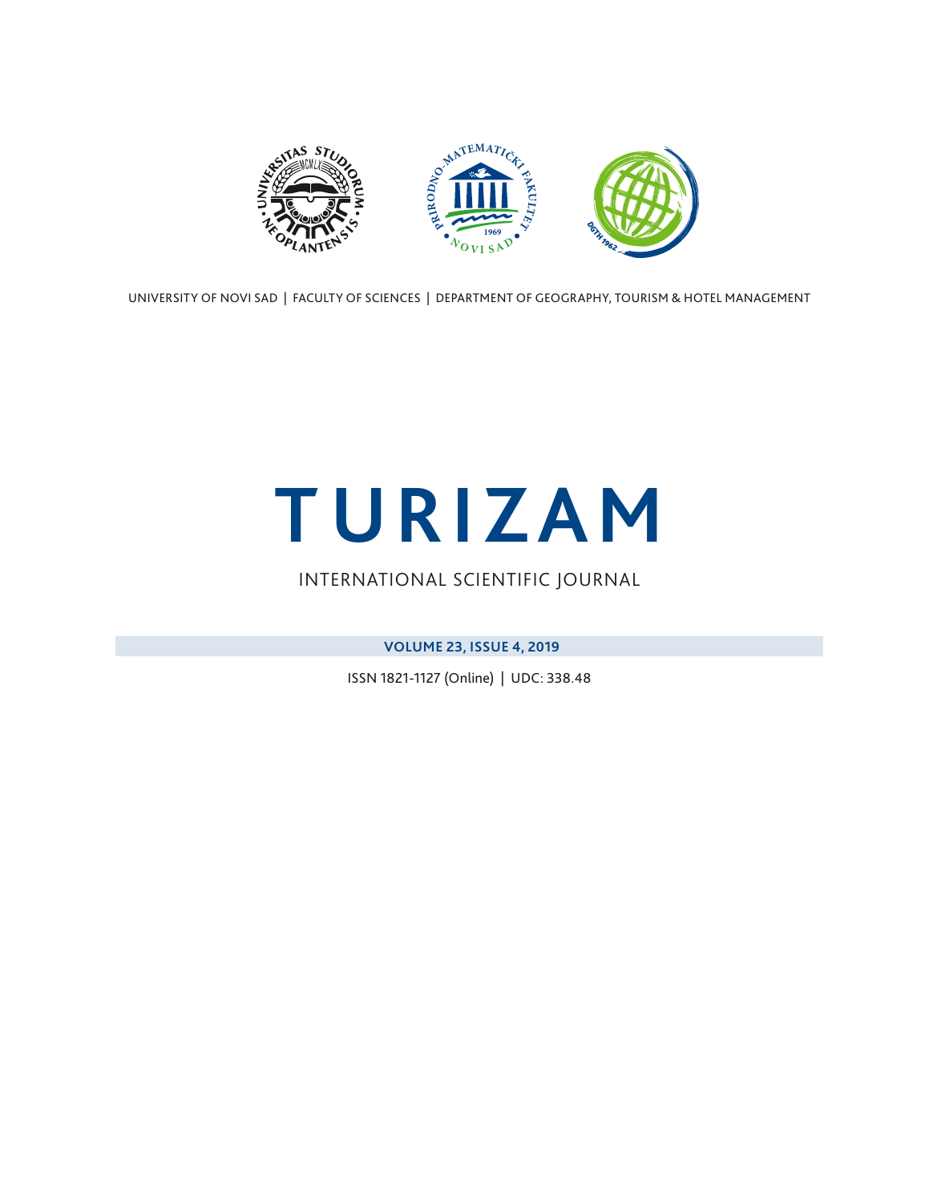UNIVERSITY OF NOVI SAD | FACULTY OF SCIENCES | DEPARTMENT OF GEOGRAPHY, TOURISM & HOTEL MANAGEMENT

# TURIZAM

INTERNATIONAL SCIENTIFIC JOURNAL

**VOLUME 23, ISSUE 4, 2019**

ISSN 1821-1127 (Online) | UDC: 338.48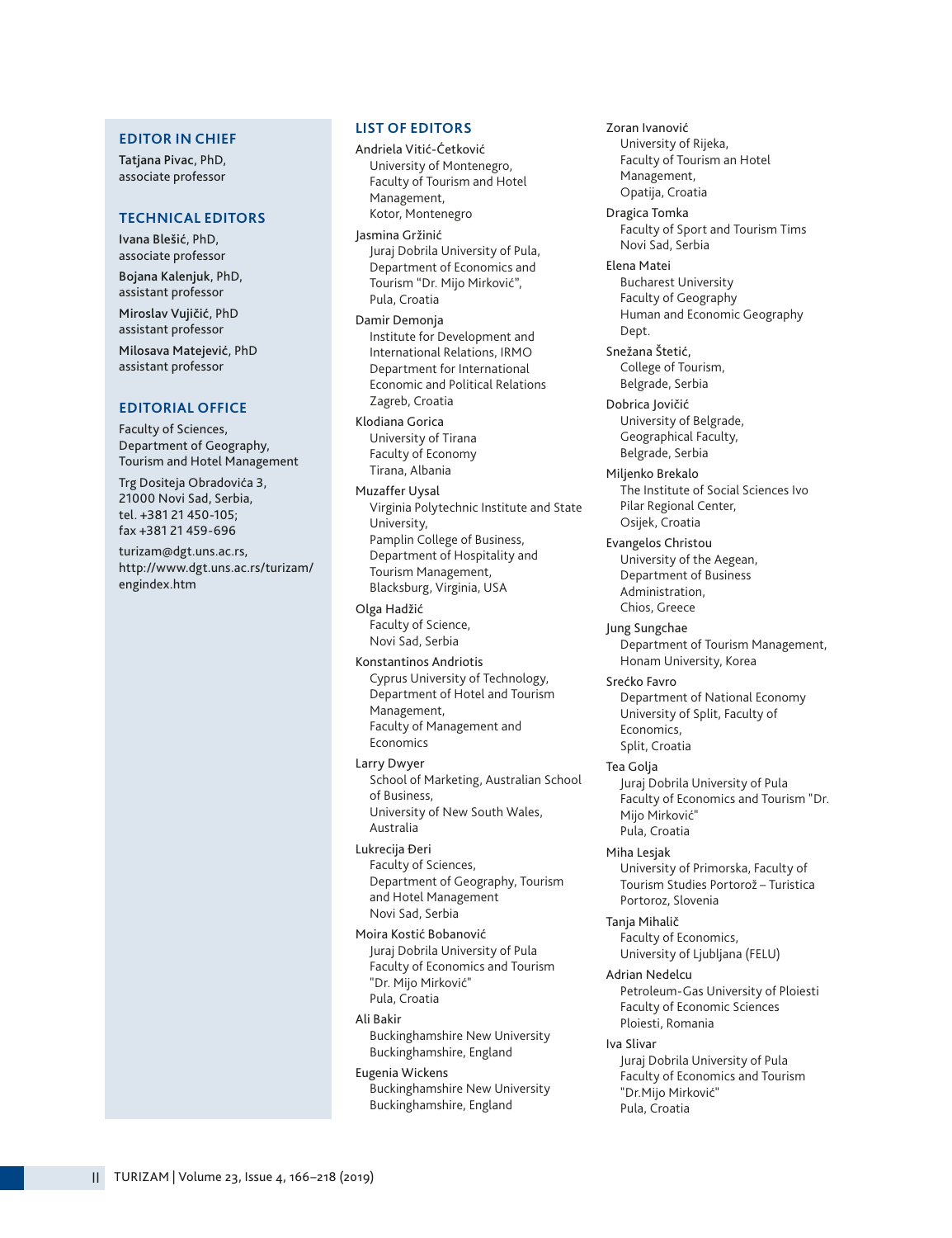## EDITOR IN CHIEF

**Tatjana Pivac**, PhD, associate professor

## TECHNICAL EDITORS

**Ivana Blešić**, PhD, associate professor

**Bojana Kalenjuk**, PhD, assistant professor

**Miroslav Vujičić**, PhD assistant professor

**Milosava Matejević**, PhD assistant professor

## EDITORIAL OFFICE

Faculty of Sciences, Department of Geography, Tourism and Hotel Management

Trg Dositeja Obradovića 3, 21000 Novi Sad, Serbia, tel. +381 21 450-105; fax +381 21 459-696

turizam@dgt.uns.ac.rs, http://www.dgt.uns.ac.rs/turizam/engindex.htm

## LIST OF EDITORS

Andriela Vitić-Ćetković
University of Montenegro, Faculty of Tourism and Hotel Management, Kotor, Montenegro

Jasmina Gržinić
Juraj Dobrila University of Pula, Department of Economics and Tourism "Dr. Mijo Mirković", Pula, Croatia

Damir Demonja
Institute for Development and International Relations, IRMO Department for International Economic and Political Relations Zagreb, Croatia

Klodiana Gorica
University of Tirana Faculty of Economy Tirana, Albania

Muzaffer Uysal
Virginia Polytechnic Institute and State University, Pamplin College of Business, Department of Hospitality and Tourism Management, Blacksburg, Virginia, USA

Olga Hadžić
Faculty of Science, Novi Sad, Serbia

Konstantinos Andriotis
Cyprus University of Technology, Department of Hotel and Tourism Management, Faculty of Management and Economics

Larry Dwyer
School of Marketing, Australian School of Business, University of New South Wales, Australia

Lukrecija Đeri
Faculty of Sciences, Department of Geography, Tourism and Hotel Management Novi Sad, Serbia

Moira Kostić Bobanović
Juraj Dobrila University of Pula Faculty of Economics and Tourism "Dr. Mijo Mirković" Pula, Croatia

Ali Bakir
Buckinghamshire New University Buckinghamshire, England

Eugenia Wickens
Buckinghamshire New University Buckinghamshire, England

Zoran Ivanović
University of Rijeka, Faculty of Tourism an Hotel Management, Opatija, Croatia

Dragica Tomka
Faculty of Sport and Tourism Tims Novi Sad, Serbia

Elena Matei
Bucharest University Faculty of Geography Human and Economic Geography Dept.

Snežana Štetić,
College of Tourism, Belgrade, Serbia

Dobrica Jovičić
University of Belgrade, Geographical Faculty, Belgrade, Serbia

Miljenko Brekalo
The Institute of Social Sciences Ivo Pilar Regional Center, Osijek, Croatia

Evangelos Christou
University of the Aegean, Department of Business Administration, Chios, Greece

Jung Sungchae
Department of Tourism Management, Honam University, Korea

Srećko Favro
Department of National Economy University of Split, Faculty of Economics, Split, Croatia

Tea Golja
Juraj Dobrila University of Pula Faculty of Economics and Tourism "Dr. Mijo Mirković" Pula, Croatia

Miha Lesjak
University of Primorska, Faculty of Tourism Studies Portorož – Turistica Portoroz, Slovenia

Tanja Mihalič
Faculty of Economics, University of Ljubljana (FELU)

Adrian Nedelcu
Petroleum-Gas University of Ploiesti Faculty of Economic Sciences Ploiesti, Romania

Iva Slivar
Juraj Dobrila University of Pula Faculty of Economics and Tourism "Dr.Mijo Mirković" Pula, Croatia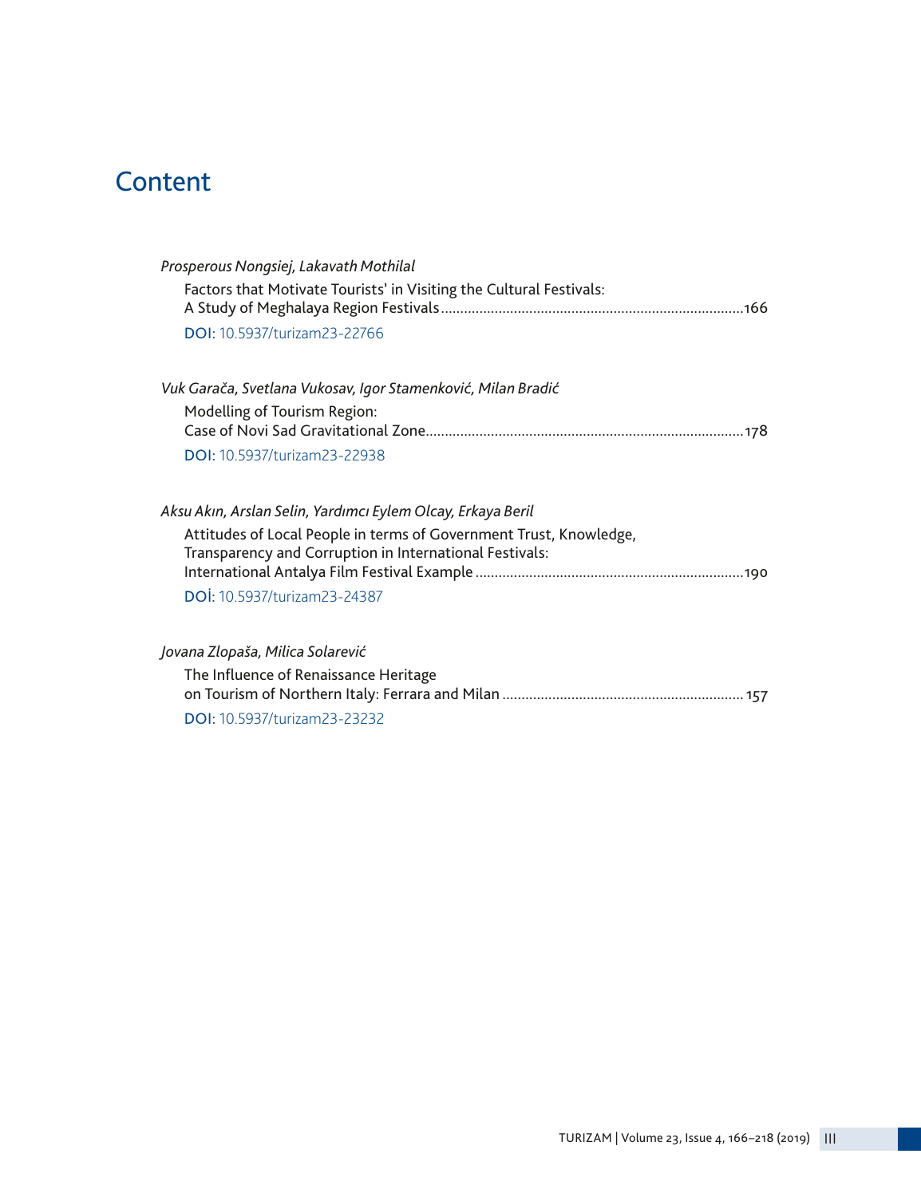# Content

*Prosperous Nongsiej, Lakavath Mothilal*

Factors that Motivate Tourists' in Visiting the Cultural Festivals:
A Study of Meghalaya Region Festivals ..............................................................................166

DOI: 10.5937/turizam23-22766

*Vuk Garača, Svetlana Vukosav, Igor Stamenković, Milan Bradić*

Modelling of Tourism Region:
Case of Novi Sad Gravitational Zone..................................................................................178

DOI: 10.5937/turizam23-22938

*Aksu Akın, Arslan Selin, Yardımcı Eylem Olcay, Erkaya Beril*

Attitudes of Local People in terms of Government Trust, Knowledge,
Transparency and Corruption in International Festivals:
International Antalya Film Festival Example .....................................................................190

DOİ: 10.5937/turizam23-24387

*Jovana Zlopaša, Milica Solarević*

The Influence of Renaissance Heritage
on Tourism of Northern Italy: Ferrara and Milan .............................................................. 157

DOI: 10.5937/turizam23-23232